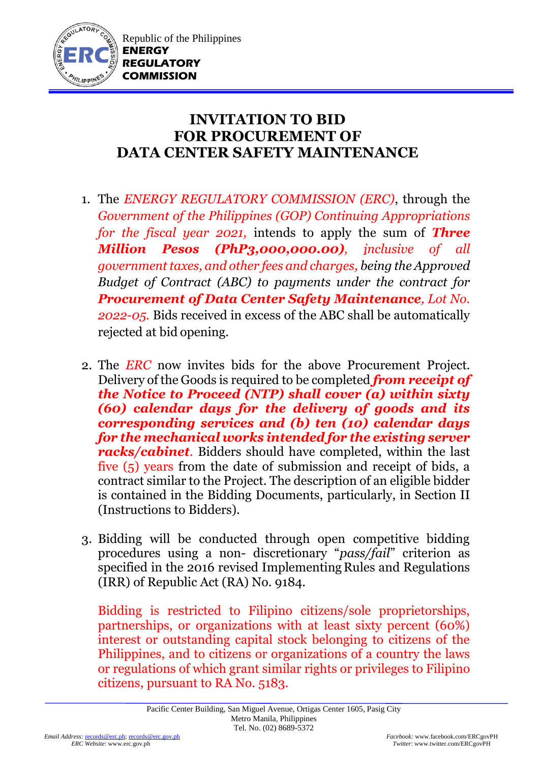Republic of the Philippines
**ENERGY REGULATORY COMMISSION**

# INVITATION TO BID FOR PROCUREMENT OF DATA CENTER SAFETY MAINTENANCE

1. The *ENERGY REGULATORY COMMISSION (ERC)*, through the *Government of the Philippines (GOP) Continuing Appropriations for the fiscal year 2021,* intends to apply the sum of ***Three Million Pesos (PhP3,000,000.00)****, inclusive of all government taxes, and other fees and charges, being the Approved Budget of Contract (ABC) to payments under the contract for* ***Procurement of Data Center Safety Maintenance****, Lot No. 2022-05.* Bids received in excess of the ABC shall be automatically rejected at bid opening.

2. The *ERC* now invites bids for the above Procurement Project. Delivery of the Goods is required to be completed ***from receipt of the Notice to Proceed (NTP) shall cover (a) within sixty (60) calendar days for the delivery of goods and its corresponding services and (b) ten (10) calendar days for the mechanical works intended for the existing server racks/cabinet***. Bidders should have completed, within the last five (5) years from the date of submission and receipt of bids, a contract similar to the Project. The description of an eligible bidder is contained in the Bidding Documents, particularly, in Section II (Instructions to Bidders).

3. Bidding will be conducted through open competitive bidding procedures using a non- discretionary "*pass/fail*" criterion as specified in the 2016 revised Implementing Rules and Regulations (IRR) of Republic Act (RA) No. 9184.

   Bidding is restricted to Filipino citizens/sole proprietorships, partnerships, or organizations with at least sixty percent (60%) interest or outstanding capital stock belonging to citizens of the Philippines, and to citizens or organizations of a country the laws or regulations of which grant similar rights or privileges to Filipino citizens, pursuant to RA No. 5183.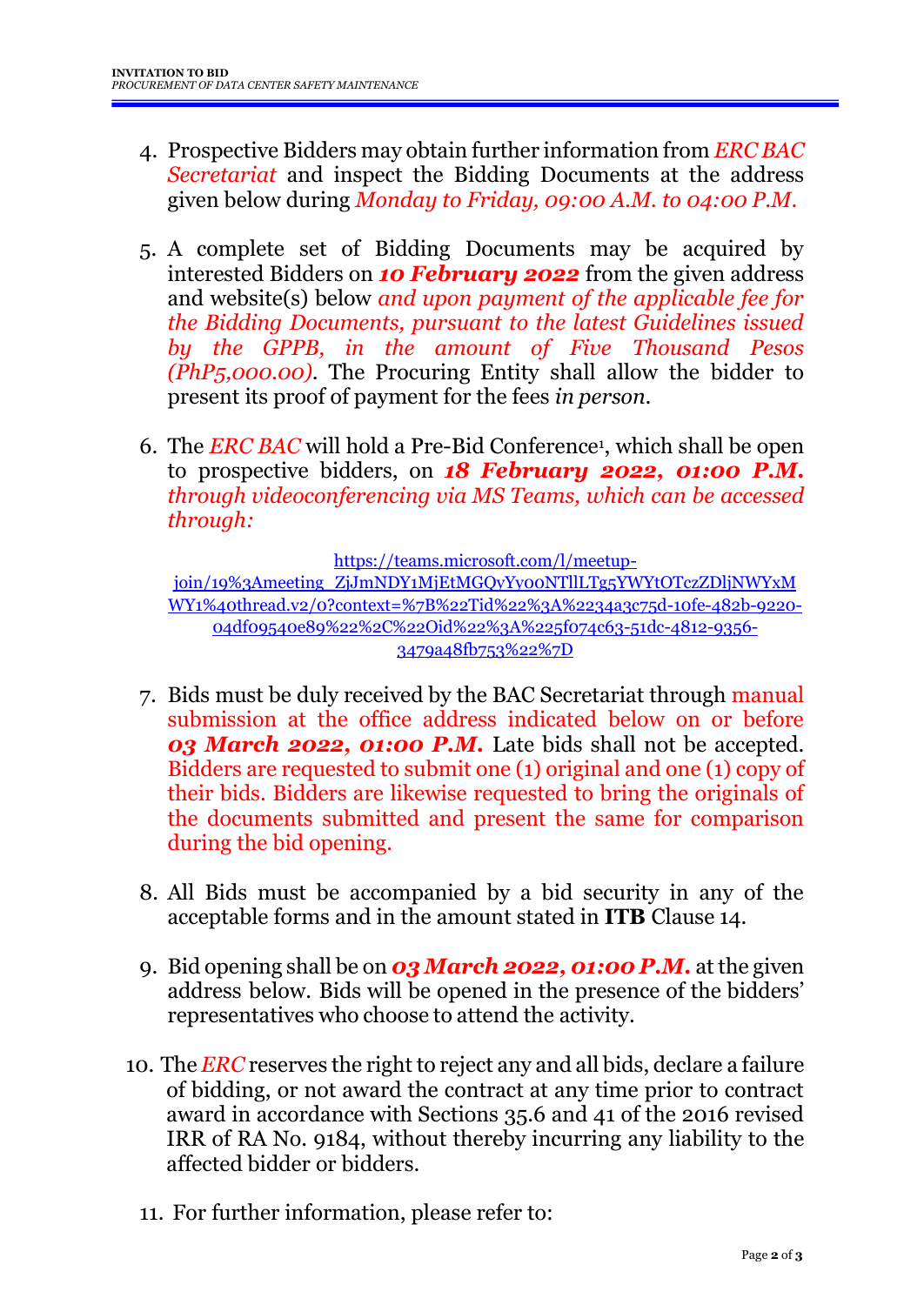4. Prospective Bidders may obtain further information from *ERC BAC Secretariat* and inspect the Bidding Documents at the address given below during *Monday to Friday, 09:00 A.M. to 04:00 P.M.*

5. A complete set of Bidding Documents may be acquired by interested Bidders on ***10 February 2022*** from the given address and website(s) below *and upon payment of the applicable fee for the Bidding Documents, pursuant to the latest Guidelines issued by the GPPB, in the amount of Five Thousand Pesos (PhP5,000.00)*. The Procuring Entity shall allow the bidder to present its proof of payment for the fees *in person*.

6. The *ERC BAC* will hold a Pre-Bid Conference[1], which shall be open to prospective bidders, on ***18 February 2022, 01:00 P.M.*** *through videoconferencing via MS Teams, which can be accessed through:*

   https://teams.microsoft.com/l/meetup-join/19%3Ameeting_ZjJmNDY1MjEtMGQyYy00NTllLTg5YWYtOTczZDljNWYxMWY1%40thread.v2/0?context=%7B%22Tid%22%3A%2234a3c75d-10fe-482b-9220-04df09540e89%22%2C%22Oid%22%3A%225f074c63-51dc-4812-9356-3479a48fb753%22%7D

7. Bids must be duly received by the BAC Secretariat through manual submission at the office address indicated below on or before ***03 March 2022, 01:00 P.M.*** Late bids shall not be accepted. Bidders are requested to submit one (1) original and one (1) copy of their bids. Bidders are likewise requested to bring the originals of the documents submitted and present the same for comparison during the bid opening.

8. All Bids must be accompanied by a bid security in any of the acceptable forms and in the amount stated in **ITB** Clause 14.

9. Bid opening shall be on ***03 March 2022, 01:00 P.M.*** at the given address below. Bids will be opened in the presence of the bidders' representatives who choose to attend the activity.

10. The *ERC* reserves the right to reject any and all bids, declare a failure of bidding, or not award the contract at any time prior to contract award in accordance with Sections 35.6 and 41 of the 2016 revised IRR of RA No. 9184, without thereby incurring any liability to the affected bidder or bidders.

11. For further information, please refer to: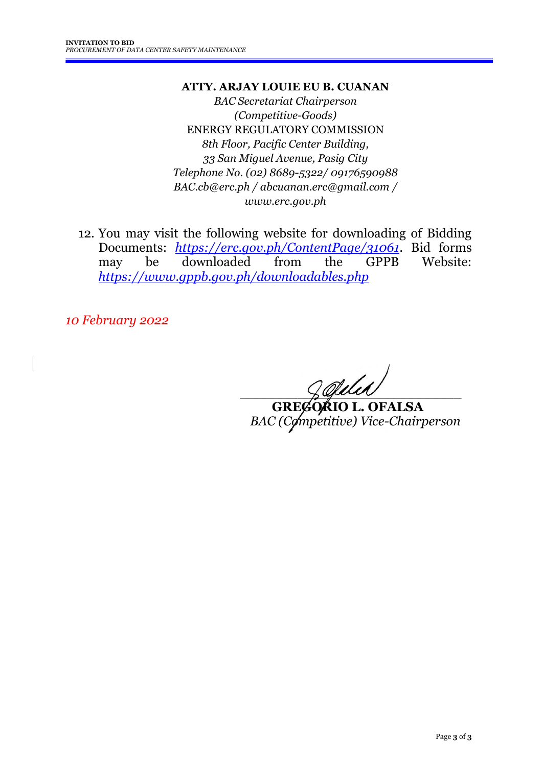**ATTY. ARJAY LOUIE EU B. CUANAN**
*BAC Secretariat Chairperson*
*(Competitive-Goods)*
ENERGY REGULATORY COMMISSION
*8th Floor, Pacific Center Building,*
*33 San Miguel Avenue, Pasig City*
*Telephone No. (02) 8689-5322/ 09176590988*
*BAC.cb@erc.ph / abcuanan.erc@gmail.com /*
*www.erc.gov.ph*

12. You may visit the following website for downloading of Bidding Documents: *https://erc.gov.ph/ContentPage/31061*. Bid forms may be downloaded from the GPPB Website: *https://www.gppb.gov.ph/downloadables.php*

*10 February 2022*

**GREGORIO L. OFALSA**
*BAC (Competitive) Vice-Chairperson*